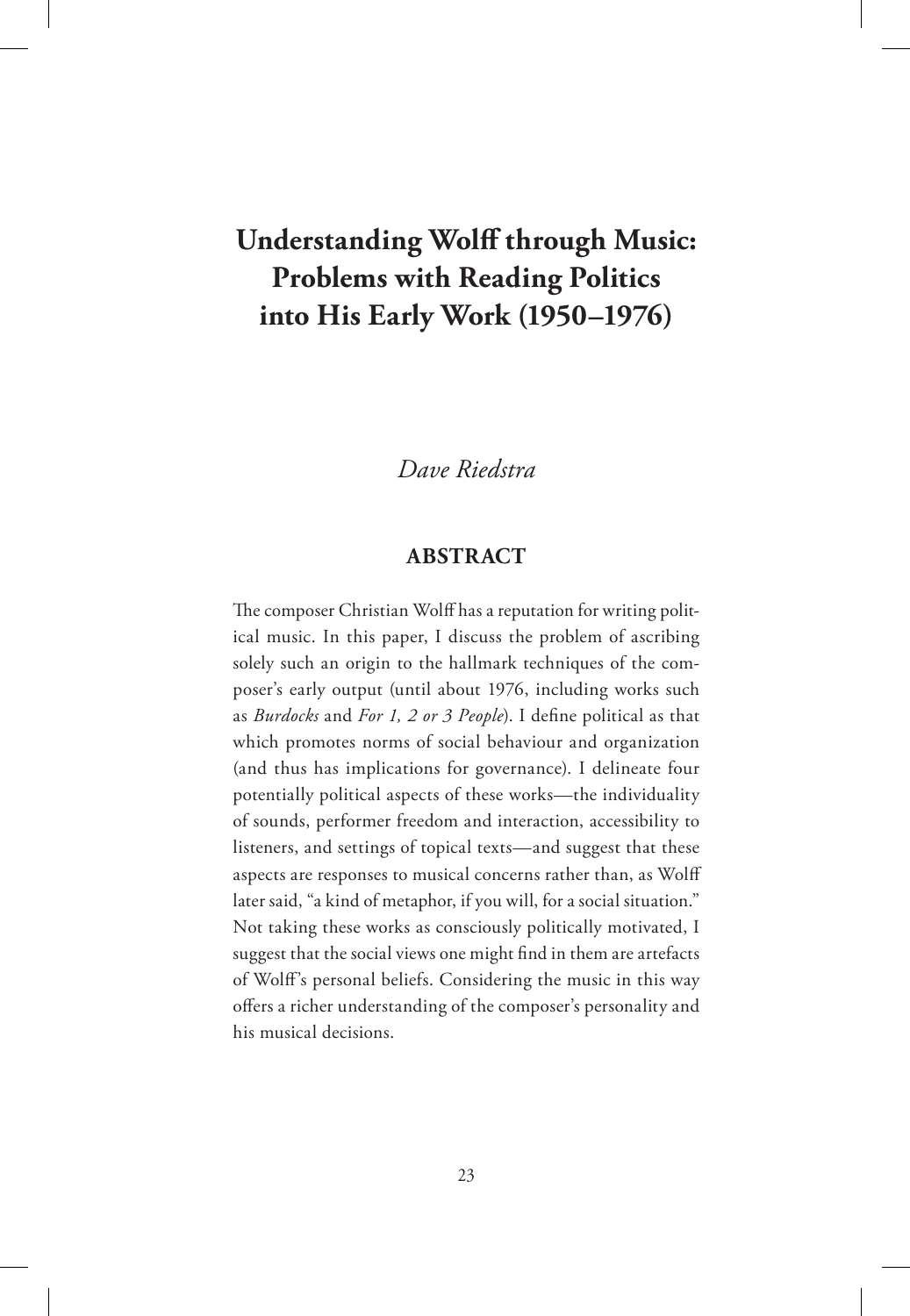# Understanding Wolff through Music: Problems with Reading Politics into His Early Work (1950–1976)

*Dave Riedstra*

## ABSTRACT

The composer Christian Wolff has a reputation for writing political music. In this paper, I discuss the problem of ascribing solely such an origin to the hallmark techniques of the composer's early output (until about 1976, including works such as *Burdocks* and *For 1, 2 or 3 People*). I define political as that which promotes norms of social behaviour and organization (and thus has implications for governance). I delineate four potentially political aspects of these works—the individuality of sounds, performer freedom and interaction, accessibility to listeners, and settings of topical texts—and suggest that these aspects are responses to musical concerns rather than, as Wolff later said, "a kind of metaphor, if you will, for a social situation." Not taking these works as consciously politically motivated, I suggest that the social views one might find in them are artefacts of Wolff's personal beliefs. Considering the music in this way offers a richer understanding of the composer's personality and his musical decisions.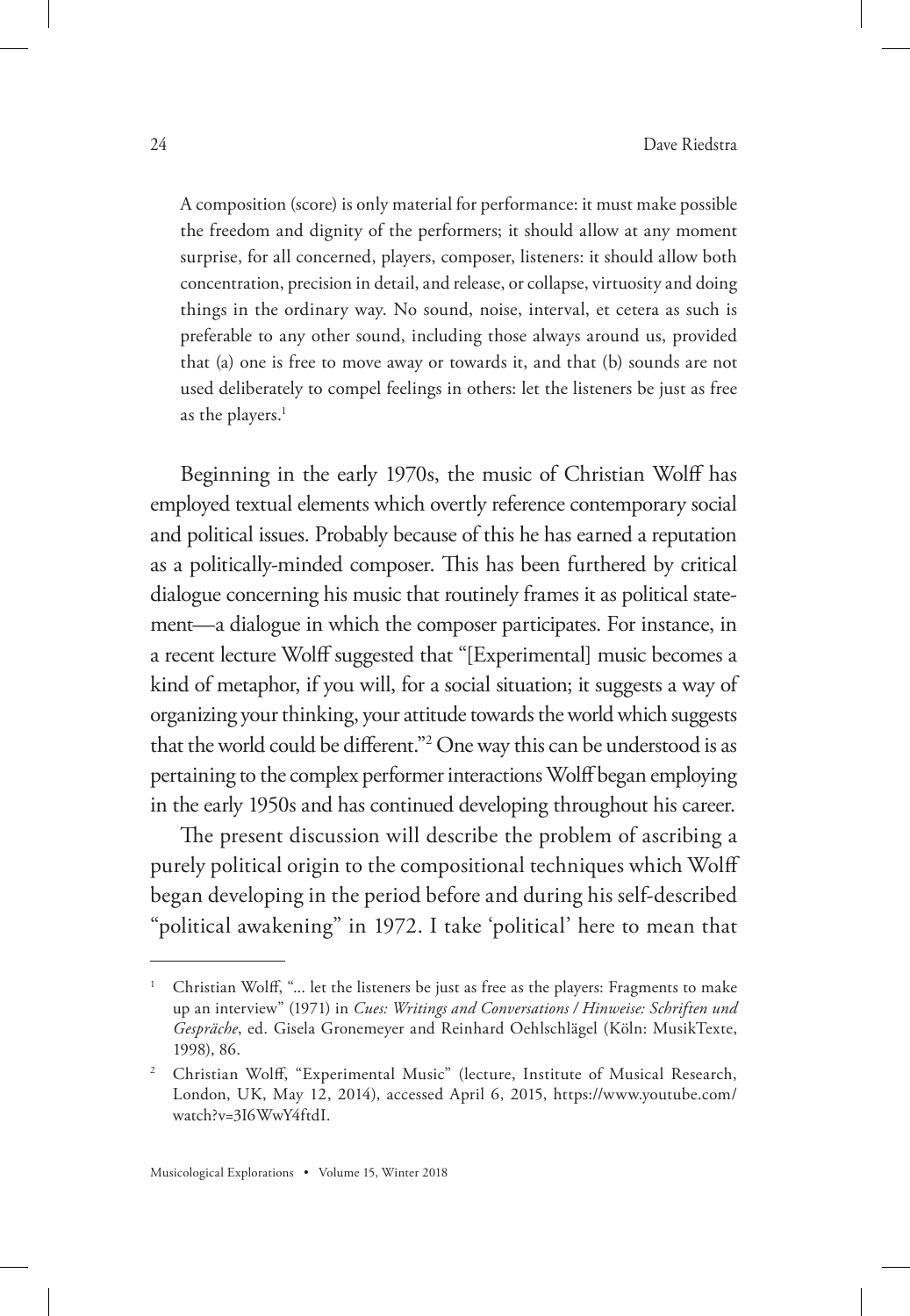> A composition (score) is only material for performance: it must make possible the freedom and dignity of the performers; it should allow at any moment surprise, for all concerned, players, composer, listeners: it should allow both concentration, precision in detail, and release, or collapse, virtuosity and doing things in the ordinary way. No sound, noise, interval, et cetera as such is preferable to any other sound, including those always around us, provided that (a) one is free to move away or towards it, and that (b) sounds are not used deliberately to compel feelings in others: let the listeners be just as free as the players.[1]

Beginning in the early 1970s, the music of Christian Wolff has employed textual elements which overtly reference contemporary social and political issues. Probably because of this he has earned a reputation as a politically-minded composer. This has been furthered by critical dialogue concerning his music that routinely frames it as political statement—a dialogue in which the composer participates. For instance, in a recent lecture Wolff suggested that "[Experimental] music becomes a kind of metaphor, if you will, for a social situation; it suggests a way of organizing your thinking, your attitude towards the world which suggests that the world could be different."[2] One way this can be understood is as pertaining to the complex performer interactions Wolff began employing in the early 1950s and has continued developing throughout his career.

The present discussion will describe the problem of ascribing a purely political origin to the compositional techniques which Wolff began developing in the period before and during his self-described "political awakening" in 1972. I take 'political' here to mean that

---

[1] Christian Wolff, "... let the listeners be just as free as the players: Fragments to make up an interview" (1971) in *Cues: Writings and Conversations / Hinweise: Schriften und Gespräche*, ed. Gisela Gronemeyer and Reinhard Oehlschlägel (Köln: MusikTexte, 1998), 86.

[2] Christian Wolff, "Experimental Music" (lecture, Institute of Musical Research, London, UK, May 12, 2014), accessed April 6, 2015, https://www.youtube.com/watch?v=3I6WwY4ftdI.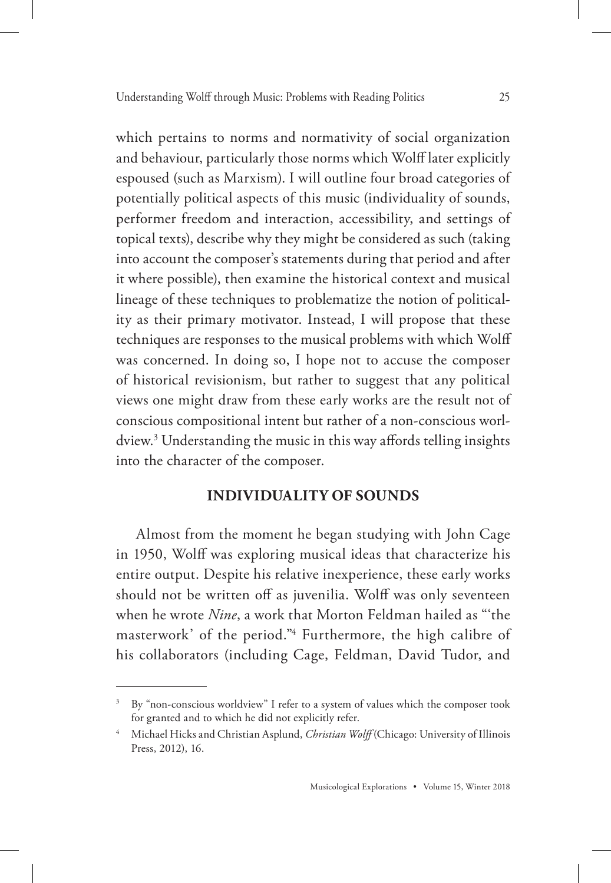which pertains to norms and normativity of social organization and behaviour, particularly those norms which Wolff later explicitly espoused (such as Marxism). I will outline four broad categories of potentially political aspects of this music (individuality of sounds, performer freedom and interaction, accessibility, and settings of topical texts), describe why they might be considered as such (taking into account the composer's statements during that period and after it where possible), then examine the historical context and musical lineage of these techniques to problematize the notion of politicality as their primary motivator. Instead, I will propose that these techniques are responses to the musical problems with which Wolff was concerned. In doing so, I hope not to accuse the composer of historical revisionism, but rather to suggest that any political views one might draw from these early works are the result not of conscious compositional intent but rather of a non-conscious worldview.[3] Understanding the music in this way affords telling insights into the character of the composer.

## INDIVIDUALITY OF SOUNDS

Almost from the moment he began studying with John Cage in 1950, Wolff was exploring musical ideas that characterize his entire output. Despite his relative inexperience, these early works should not be written off as juvenilia. Wolff was only seventeen when he wrote *Nine*, a work that Morton Feldman hailed as "'the masterwork' of the period."[4] Furthermore, the high calibre of his collaborators (including Cage, Feldman, David Tudor, and

---

[3] By "non-conscious worldview" I refer to a system of values which the composer took for granted and to which he did not explicitly refer.

[4] Michael Hicks and Christian Asplund, *Christian Wolff* (Chicago: University of Illinois Press, 2012), 16.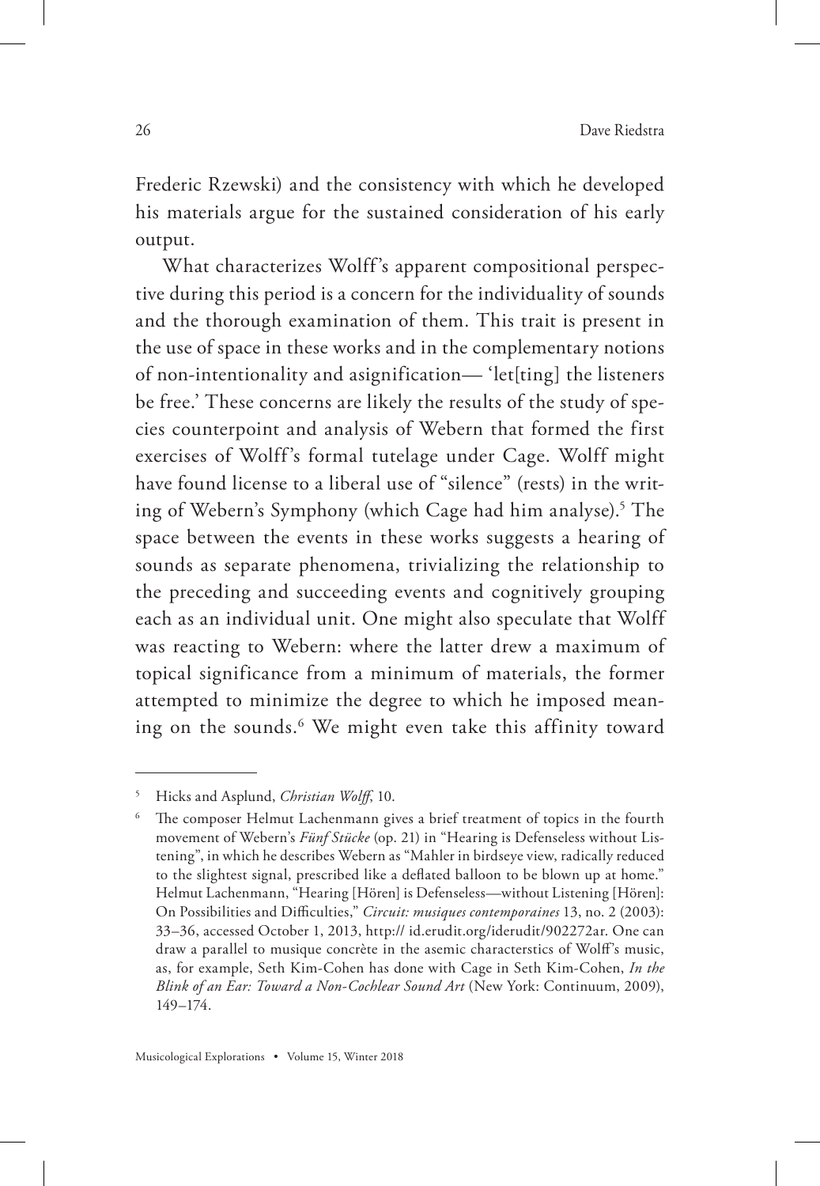Frederic Rzewski) and the consistency with which he developed his materials argue for the sustained consideration of his early output.

What characterizes Wolff's apparent compositional perspective during this period is a concern for the individuality of sounds and the thorough examination of them. This trait is present in the use of space in these works and in the complementary notions of non-intentionality and asignification— 'let[ting] the listeners be free.' These concerns are likely the results of the study of species counterpoint and analysis of Webern that formed the first exercises of Wolff's formal tutelage under Cage. Wolff might have found license to a liberal use of "silence" (rests) in the writing of Webern's Symphony (which Cage had him analyse).[5] The space between the events in these works suggests a hearing of sounds as separate phenomena, trivializing the relationship to the preceding and succeeding events and cognitively grouping each as an individual unit. One might also speculate that Wolff was reacting to Webern: where the latter drew a maximum of topical significance from a minimum of materials, the former attempted to minimize the degree to which he imposed meaning on the sounds.[6] We might even take this affinity toward

---

[5] Hicks and Asplund, *Christian Wolff*, 10.

[6] The composer Helmut Lachenmann gives a brief treatment of topics in the fourth movement of Webern's *Fünf Stücke* (op. 21) in "Hearing is Defenseless without Listening", in which he describes Webern as "Mahler in birdseye view, radically reduced to the slightest signal, prescribed like a deflated balloon to be blown up at home." Helmut Lachenmann, "Hearing [Hören] is Defenseless—without Listening [Hören]: On Possibilities and Difficulties," *Circuit: musiques contemporaines* 13, no. 2 (2003): 33–36, accessed October 1, 2013, http:// id.erudit.org/iderudit/902272ar. One can draw a parallel to musique concrète in the asemic characterstics of Wolff's music, as, for example, Seth Kim-Cohen has done with Cage in Seth Kim-Cohen, *In the Blink of an Ear: Toward a Non-Cochlear Sound Art* (New York: Continuum, 2009), 149–174.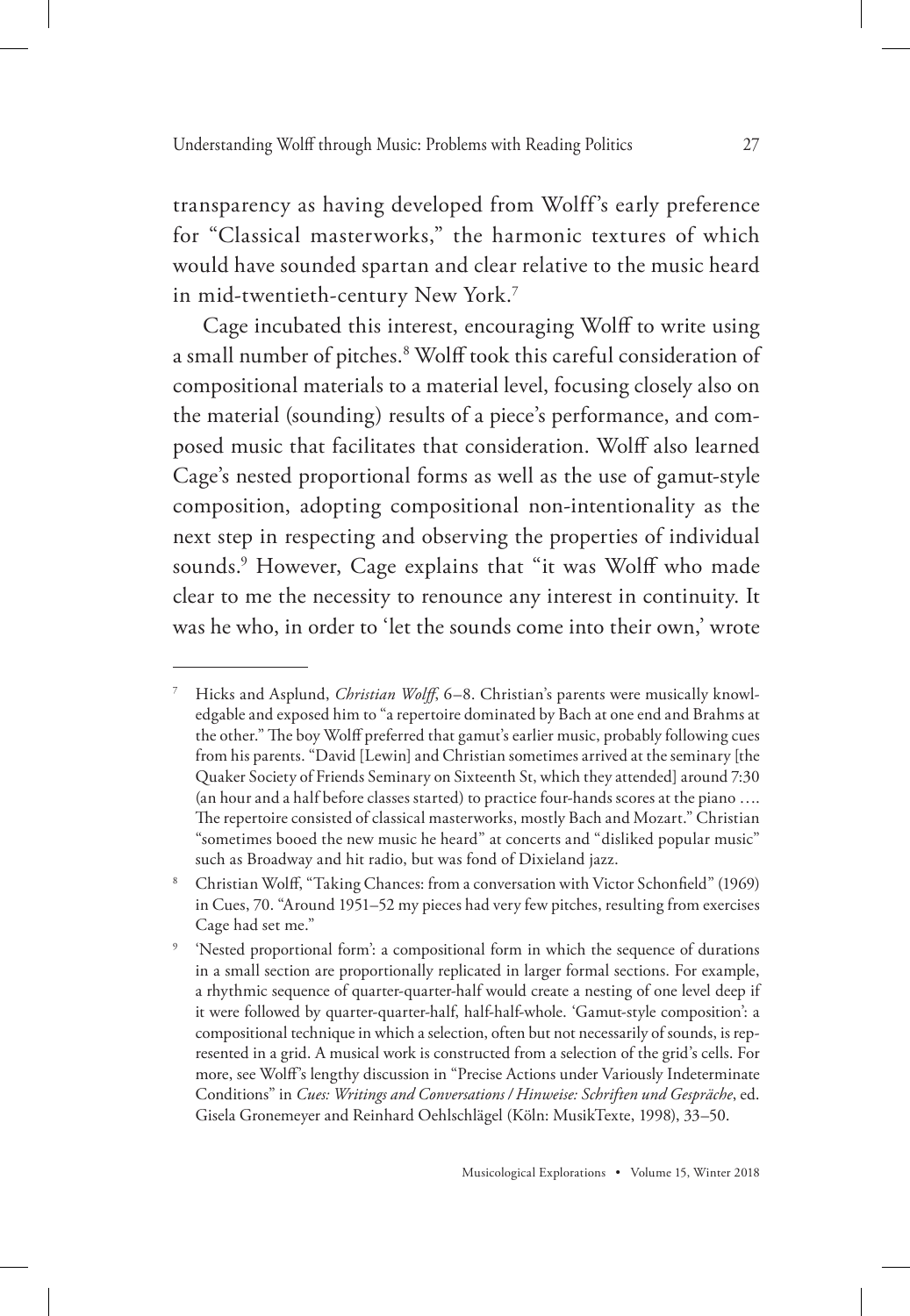transparency as having developed from Wolff's early preference for "Classical masterworks," the harmonic textures of which would have sounded spartan and clear relative to the music heard in mid-twentieth-century New York.[7]

Cage incubated this interest, encouraging Wolff to write using a small number of pitches.[8] Wolff took this careful consideration of compositional materials to a material level, focusing closely also on the material (sounding) results of a piece's performance, and composed music that facilitates that consideration. Wolff also learned Cage's nested proportional forms as well as the use of gamut-style composition, adopting compositional non-intentionality as the next step in respecting and observing the properties of individual sounds.[9] However, Cage explains that "it was Wolff who made clear to me the necessity to renounce any interest in continuity. It was he who, in order to 'let the sounds come into their own,' wrote

---

[7] Hicks and Asplund, *Christian Wolff*, 6–8. Christian's parents were musically knowledgable and exposed him to "a repertoire dominated by Bach at one end and Brahms at the other." The boy Wolff preferred that gamut's earlier music, probably following cues from his parents. "David [Lewin] and Christian sometimes arrived at the seminary [the Quaker Society of Friends Seminary on Sixteenth St, which they attended] around 7:30 (an hour and a half before classes started) to practice four-hands scores at the piano …. The repertoire consisted of classical masterworks, mostly Bach and Mozart." Christian "sometimes booed the new music he heard" at concerts and "disliked popular music" such as Broadway and hit radio, but was fond of Dixieland jazz.

[8] Christian Wolff, "Taking Chances: from a conversation with Victor Schonfield" (1969) in Cues, 70. "Around 1951–52 my pieces had very few pitches, resulting from exercises Cage had set me."

[9] 'Nested proportional form': a compositional form in which the sequence of durations in a small section are proportionally replicated in larger formal sections. For example, a rhythmic sequence of quarter-quarter-half would create a nesting of one level deep if it were followed by quarter-quarter-half, half-half-whole. 'Gamut-style composition': a compositional technique in which a selection, often but not necessarily of sounds, is represented in a grid. A musical work is constructed from a selection of the grid's cells. For more, see Wolff's lengthy discussion in "Precise Actions under Variously Indeterminate Conditions" in *Cues: Writings and Conversations / Hinweise: Schriften und Gespräche*, ed. Gisela Gronemeyer and Reinhard Oehlschlägel (Köln: MusikTexte, 1998), 33–50.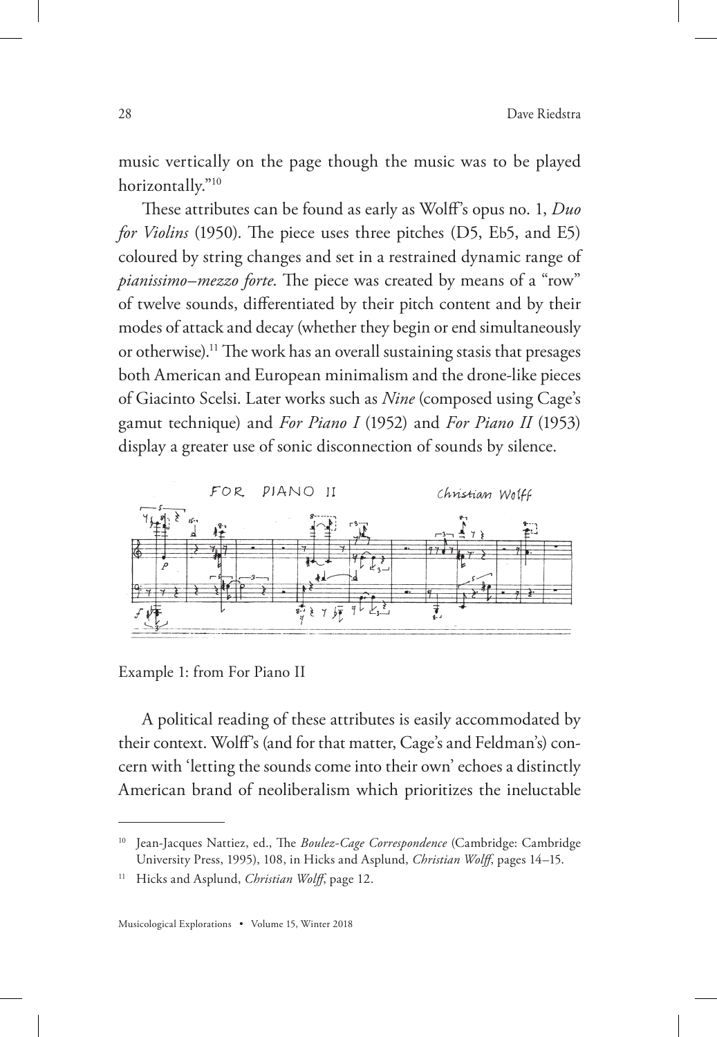music vertically on the page though the music was to be played horizontally."[10]

These attributes can be found as early as Wolff's opus no. 1, *Duo for Violins* (1950). The piece uses three pitches (D5, Eb5, and E5) coloured by string changes and set in a restrained dynamic range of *pianissimo–mezzo forte*. The piece was created by means of a "row" of twelve sounds, differentiated by their pitch content and by their modes of attack and decay (whether they begin or end simultaneously or otherwise).[11] The work has an overall sustaining stasis that presages both American and European minimalism and the drone-like pieces of Giacinto Scelsi. Later works such as *Nine* (composed using Cage's gamut technique) and *For Piano I* (1952) and *For Piano II* (1953) display a greater use of sonic disconnection of sounds by silence.

Example 1: from For Piano II

A political reading of these attributes is easily accommodated by their context. Wolff's (and for that matter, Cage's and Feldman's) concern with 'letting the sounds come into their own' echoes a distinctly American brand of neoliberalism which prioritizes the ineluctable

---

[10] Jean-Jacques Nattiez, ed., *The Boulez-Cage Correspondence* (Cambridge: Cambridge University Press, 1995), 108, in Hicks and Asplund, *Christian Wolff*, pages 14–15.

[11] Hicks and Asplund, *Christian Wolff*, page 12.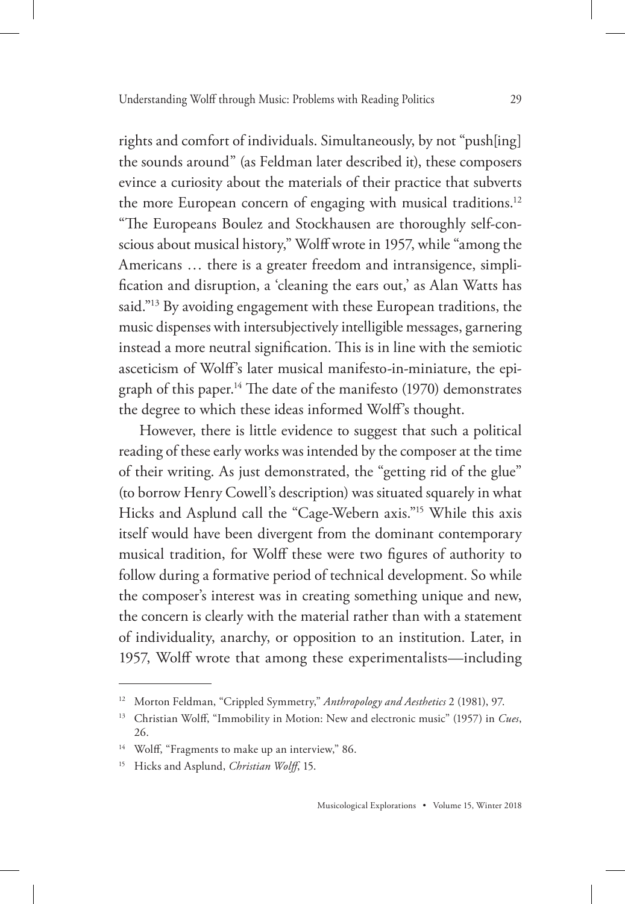rights and comfort of individuals. Simultaneously, by not "push[ing] the sounds around" (as Feldman later described it), these composers evince a curiosity about the materials of their practice that subverts the more European concern of engaging with musical traditions.[12] "The Europeans Boulez and Stockhausen are thoroughly self-conscious about musical history," Wolff wrote in 1957, while "among the Americans … there is a greater freedom and intransigence, simplification and disruption, a 'cleaning the ears out,' as Alan Watts has said."[13] By avoiding engagement with these European traditions, the music dispenses with intersubjectively intelligible messages, garnering instead a more neutral signification. This is in line with the semiotic asceticism of Wolff's later musical manifesto-in-miniature, the epigraph of this paper.[14] The date of the manifesto (1970) demonstrates the degree to which these ideas informed Wolff's thought.

However, there is little evidence to suggest that such a political reading of these early works was intended by the composer at the time of their writing. As just demonstrated, the "getting rid of the glue" (to borrow Henry Cowell's description) was situated squarely in what Hicks and Asplund call the "Cage-Webern axis."[15] While this axis itself would have been divergent from the dominant contemporary musical tradition, for Wolff these were two figures of authority to follow during a formative period of technical development. So while the composer's interest was in creating something unique and new, the concern is clearly with the material rather than with a statement of individuality, anarchy, or opposition to an institution. Later, in 1957, Wolff wrote that among these experimentalists—including

---

[12] Morton Feldman, "Crippled Symmetry," *Anthropology and Aesthetics* 2 (1981), 97.

[13] Christian Wolff, "Immobility in Motion: New and electronic music" (1957) in *Cues*, 26.

[14] Wolff, "Fragments to make up an interview," 86.

[15] Hicks and Asplund, *Christian Wolff*, 15.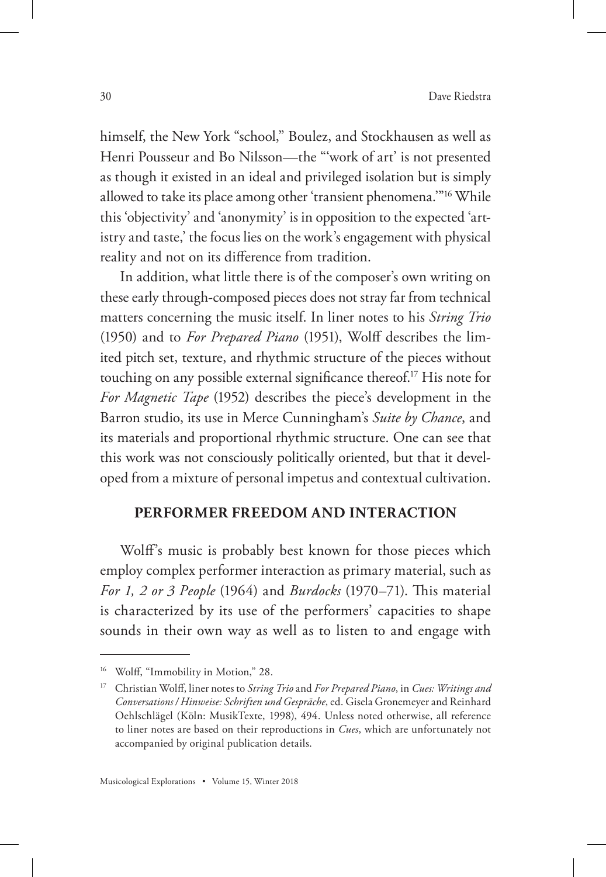himself, the New York "school," Boulez, and Stockhausen as well as Henri Pousseur and Bo Nilsson—the "'work of art' is not presented as though it existed in an ideal and privileged isolation but is simply allowed to take its place among other 'transient phenomena.'"[16] While this 'objectivity' and 'anonymity' is in opposition to the expected 'artistry and taste,' the focus lies on the work's engagement with physical reality and not on its difference from tradition.

In addition, what little there is of the composer's own writing on these early through-composed pieces does not stray far from technical matters concerning the music itself. In liner notes to his *String Trio* (1950) and to *For Prepared Piano* (1951), Wolff describes the limited pitch set, texture, and rhythmic structure of the pieces without touching on any possible external significance thereof.[17] His note for *For Magnetic Tape* (1952) describes the piece's development in the Barron studio, its use in Merce Cunningham's *Suite by Chance*, and its materials and proportional rhythmic structure. One can see that this work was not consciously politically oriented, but that it developed from a mixture of personal impetus and contextual cultivation.

## PERFORMER FREEDOM AND INTERACTION

Wolff's music is probably best known for those pieces which employ complex performer interaction as primary material, such as *For 1, 2 or 3 People* (1964) and *Burdocks* (1970–71). This material is characterized by its use of the performers' capacities to shape sounds in their own way as well as to listen to and engage with

---

[16] Wolff, "Immobility in Motion," 28.

[17] Christian Wolff, liner notes to *String Trio* and *For Prepared Piano*, in *Cues: Writings and Conversations / Hinweise: Schriften und Gespräche*, ed. Gisela Gronemeyer and Reinhard Oehlschlägel (Köln: MusikTexte, 1998), 494. Unless noted otherwise, all reference to liner notes are based on their reproductions in *Cues*, which are unfortunately not accompanied by original publication details.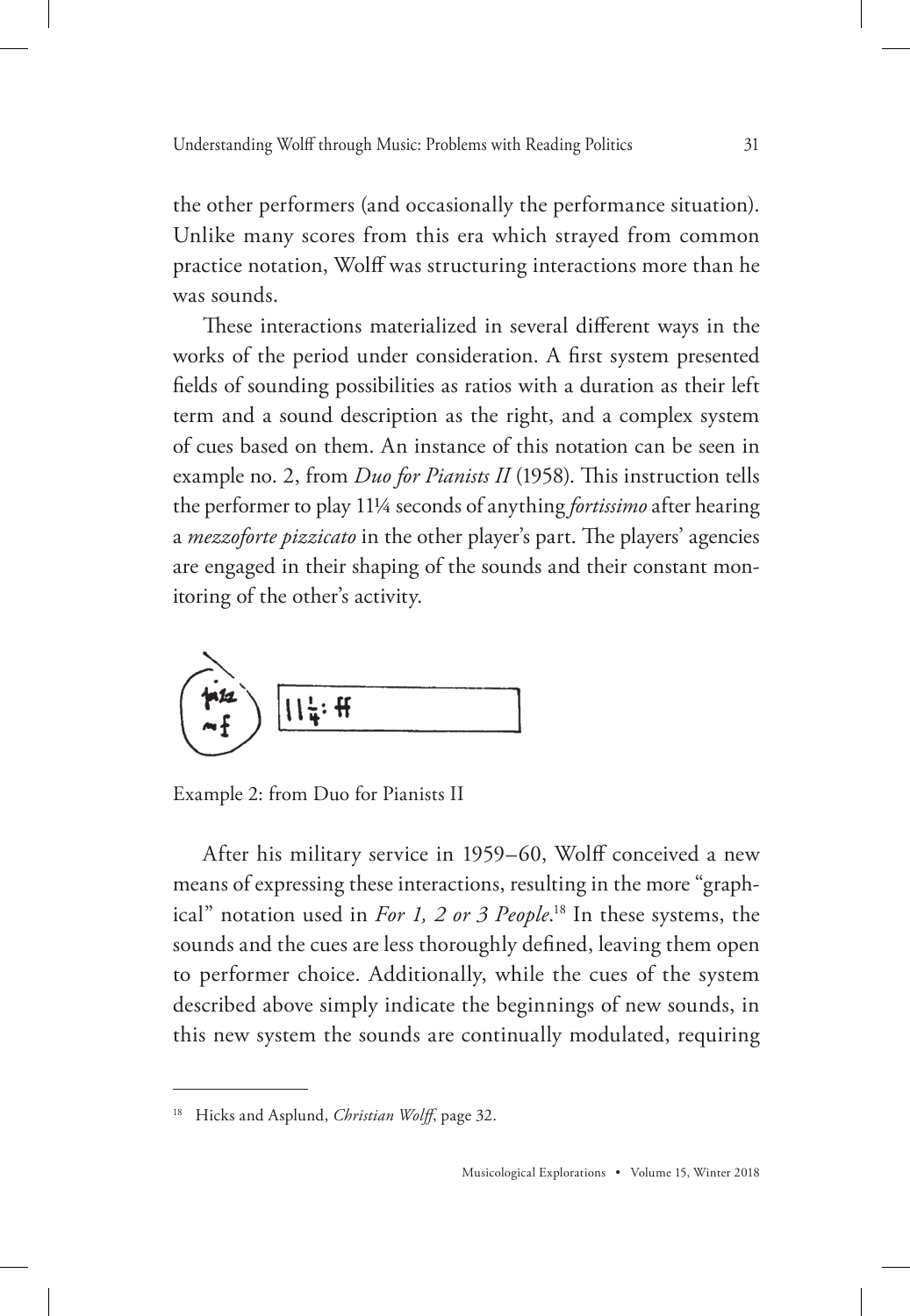the other performers (and occasionally the performance situation). Unlike many scores from this era which strayed from common practice notation, Wolff was structuring interactions more than he was sounds.

These interactions materialized in several different ways in the works of the period under consideration. A first system presented fields of sounding possibilities as ratios with a duration as their left term and a sound description as the right, and a complex system of cues based on them. An instance of this notation can be seen in example no. 2, from *Duo for Pianists II* (1958). This instruction tells the performer to play 11¼ seconds of anything *fortissimo* after hearing a *mezzoforte pizzicato* in the other player's part. The players' agencies are engaged in their shaping of the sounds and their constant monitoring of the other's activity.

Example 2: from Duo for Pianists II

After his military service in 1959–60, Wolff conceived a new means of expressing these interactions, resulting in the more "graphical" notation used in *For 1, 2 or 3 People*.[18] In these systems, the sounds and the cues are less thoroughly defined, leaving them open to performer choice. Additionally, while the cues of the system described above simply indicate the beginnings of new sounds, in this new system the sounds are continually modulated, requiring

---

[18] Hicks and Asplund, *Christian Wolff*, page 32.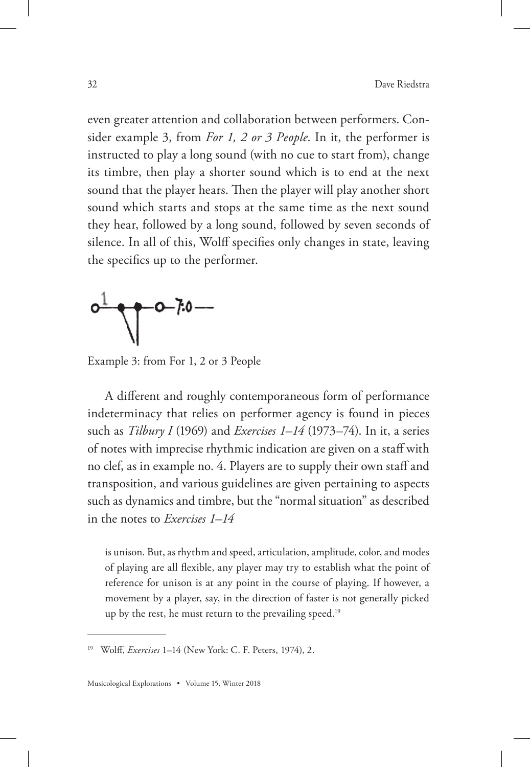even greater attention and collaboration between performers. Consider example 3, from *For 1, 2 or 3 People*. In it, the performer is instructed to play a long sound (with no cue to start from), change its timbre, then play a shorter sound which is to end at the next sound that the player hears. Then the player will play another short sound which starts and stops at the same time as the next sound they hear, followed by a long sound, followed by seven seconds of silence. In all of this, Wolff specifies only changes in state, leaving the specifics up to the performer.

Example 3: from For 1, 2 or 3 People

A different and roughly contemporaneous form of performance indeterminacy that relies on performer agency is found in pieces such as *Tilbury I* (1969) and *Exercises 1–14* (1973–74). In it, a series of notes with imprecise rhythmic indication are given on a staff with no clef, as in example no. 4. Players are to supply their own staff and transposition, and various guidelines are given pertaining to aspects such as dynamics and timbre, but the "normal situation" as described in the notes to *Exercises 1–14*

> is unison. But, as rhythm and speed, articulation, amplitude, color, and modes of playing are all flexible, any player may try to establish what the point of reference for unison is at any point in the course of playing. If however, a movement by a player, say, in the direction of faster is not generally picked up by the rest, he must return to the prevailing speed.[19]

---

[19] Wolff, *Exercises* 1–14 (New York: C. F. Peters, 1974), 2.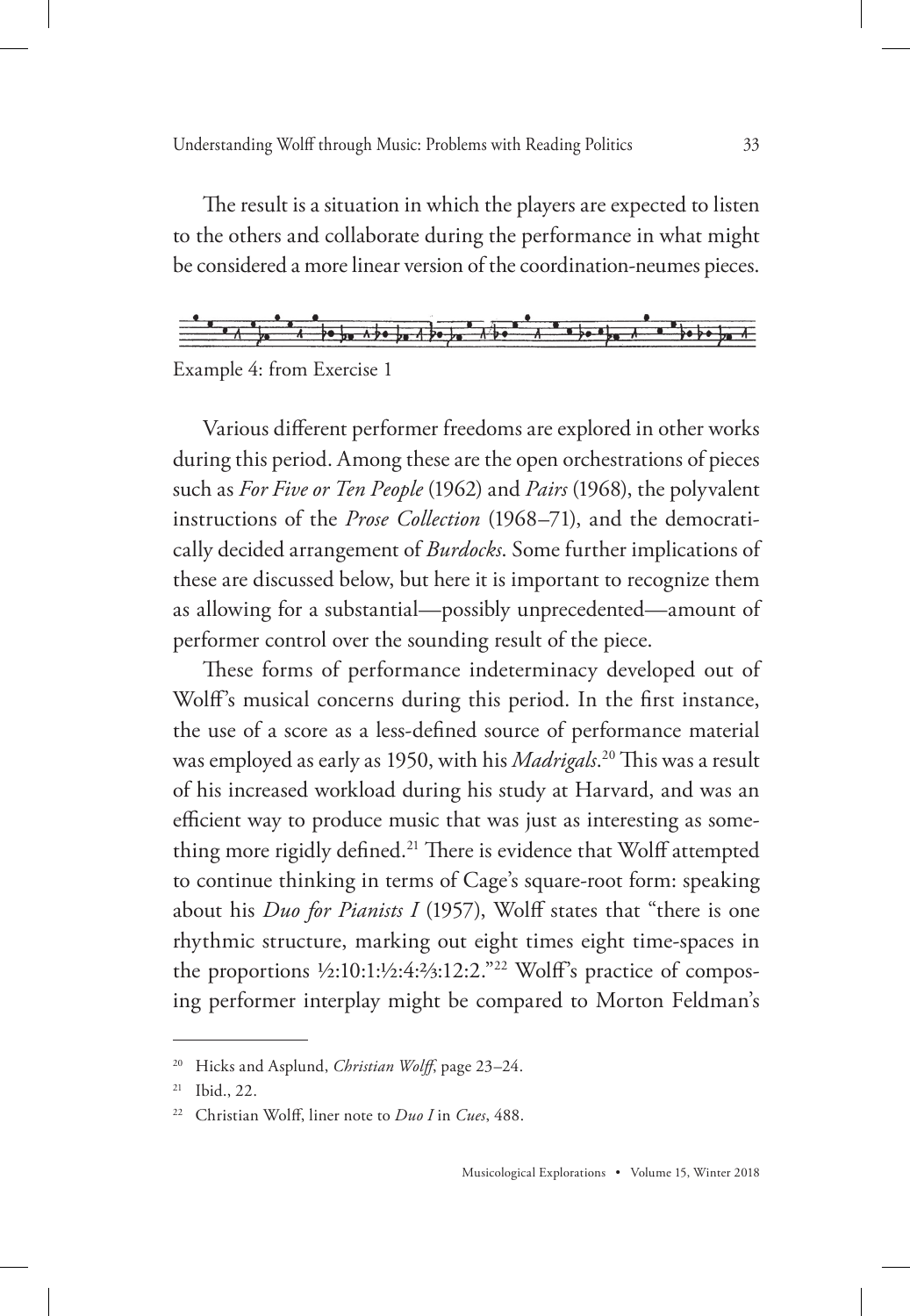The result is a situation in which the players are expected to listen to the others and collaborate during the performance in what might be considered a more linear version of the coordination-neumes pieces.

Example 4: from Exercise 1

Various different performer freedoms are explored in other works during this period. Among these are the open orchestrations of pieces such as *For Five or Ten People* (1962) and *Pairs* (1968), the polyvalent instructions of the *Prose Collection* (1968–71), and the democratically decided arrangement of *Burdocks*. Some further implications of these are discussed below, but here it is important to recognize them as allowing for a substantial—possibly unprecedented—amount of performer control over the sounding result of the piece.

These forms of performance indeterminacy developed out of Wolff's musical concerns during this period. In the first instance, the use of a score as a less-defined source of performance material was employed as early as 1950, with his *Madrigals*.[20] This was a result of his increased workload during his study at Harvard, and was an efficient way to produce music that was just as interesting as something more rigidly defined.[21] There is evidence that Wolff attempted to continue thinking in terms of Cage's square-root form: speaking about his *Duo for Pianists I* (1957), Wolff states that "there is one rhythmic structure, marking out eight times eight time-spaces in the proportions ½:10:1:½:4:⅔:12:2."[22] Wolff's practice of composing performer interplay might be compared to Morton Feldman's

---

[20] Hicks and Asplund, *Christian Wolff*, page 23–24.

[21] Ibid., 22.

[22] Christian Wolff, liner note to *Duo I* in *Cues*, 488.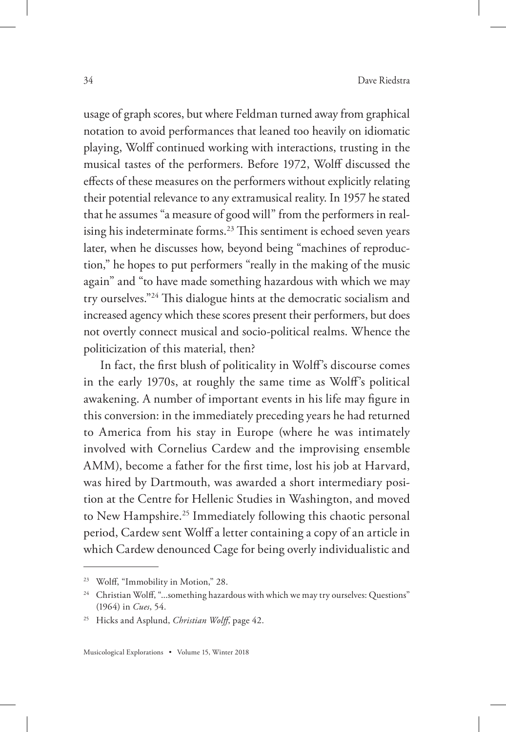usage of graph scores, but where Feldman turned away from graphical notation to avoid performances that leaned too heavily on idiomatic playing, Wolff continued working with interactions, trusting in the musical tastes of the performers. Before 1972, Wolff discussed the effects of these measures on the performers without explicitly relating their potential relevance to any extramusical reality. In 1957 he stated that he assumes "a measure of good will" from the performers in realising his indeterminate forms.[23] This sentiment is echoed seven years later, when he discusses how, beyond being "machines of reproduction," he hopes to put performers "really in the making of the music again" and "to have made something hazardous with which we may try ourselves."[24] This dialogue hints at the democratic socialism and increased agency which these scores present their performers, but does not overtly connect musical and socio-political realms. Whence the politicization of this material, then?

In fact, the first blush of politicality in Wolff's discourse comes in the early 1970s, at roughly the same time as Wolff's political awakening. A number of important events in his life may figure in this conversion: in the immediately preceding years he had returned to America from his stay in Europe (where he was intimately involved with Cornelius Cardew and the improvising ensemble AMM), become a father for the first time, lost his job at Harvard, was hired by Dartmouth, was awarded a short intermediary position at the Centre for Hellenic Studies in Washington, and moved to New Hampshire.[25] Immediately following this chaotic personal period, Cardew sent Wolff a letter containing a copy of an article in which Cardew denounced Cage for being overly individualistic and

---

[23] Wolff, "Immobility in Motion," 28.

[24] Christian Wolff, "...something hazardous with which we may try ourselves: Questions" (1964) in *Cues*, 54.

[25] Hicks and Asplund, *Christian Wolff*, page 42.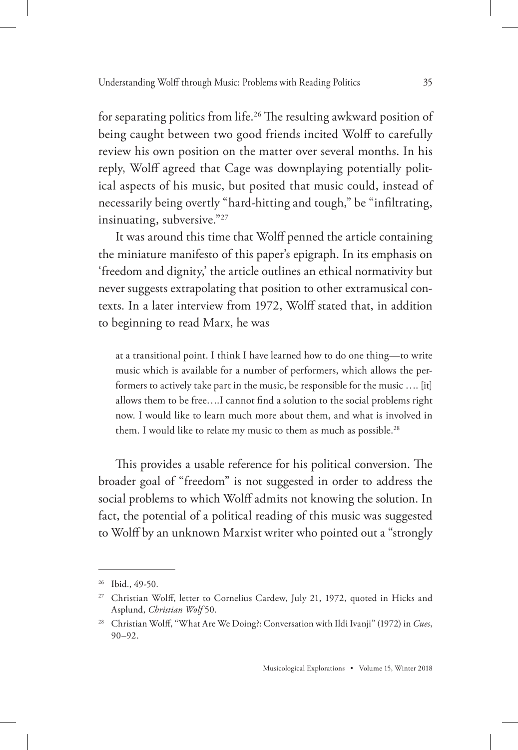for separating politics from life.[26] The resulting awkward position of being caught between two good friends incited Wolff to carefully review his own position on the matter over several months. In his reply, Wolff agreed that Cage was downplaying potentially political aspects of his music, but posited that music could, instead of necessarily being overtly "hard-hitting and tough," be "infiltrating, insinuating, subversive."[27]

It was around this time that Wolff penned the article containing the miniature manifesto of this paper's epigraph. In its emphasis on 'freedom and dignity,' the article outlines an ethical normativity but never suggests extrapolating that position to other extramusical contexts. In a later interview from 1972, Wolff stated that, in addition to beginning to read Marx, he was

> at a transitional point. I think I have learned how to do one thing—to write music which is available for a number of performers, which allows the performers to actively take part in the music, be responsible for the music …. [it] allows them to be free….I cannot find a solution to the social problems right now. I would like to learn much more about them, and what is involved in them. I would like to relate my music to them as much as possible.[28]

This provides a usable reference for his political conversion. The broader goal of "freedom" is not suggested in order to address the social problems to which Wolff admits not knowing the solution. In fact, the potential of a political reading of this music was suggested to Wolff by an unknown Marxist writer who pointed out a "strongly

---

[26] Ibid., 49-50.

[27] Christian Wolff, letter to Cornelius Cardew, July 21, 1972, quoted in Hicks and Asplund, *Christian Wolf* 50.

[28] Christian Wolff, "What Are We Doing?: Conversation with Ildi Ivanji" (1972) in *Cues*, 90–92.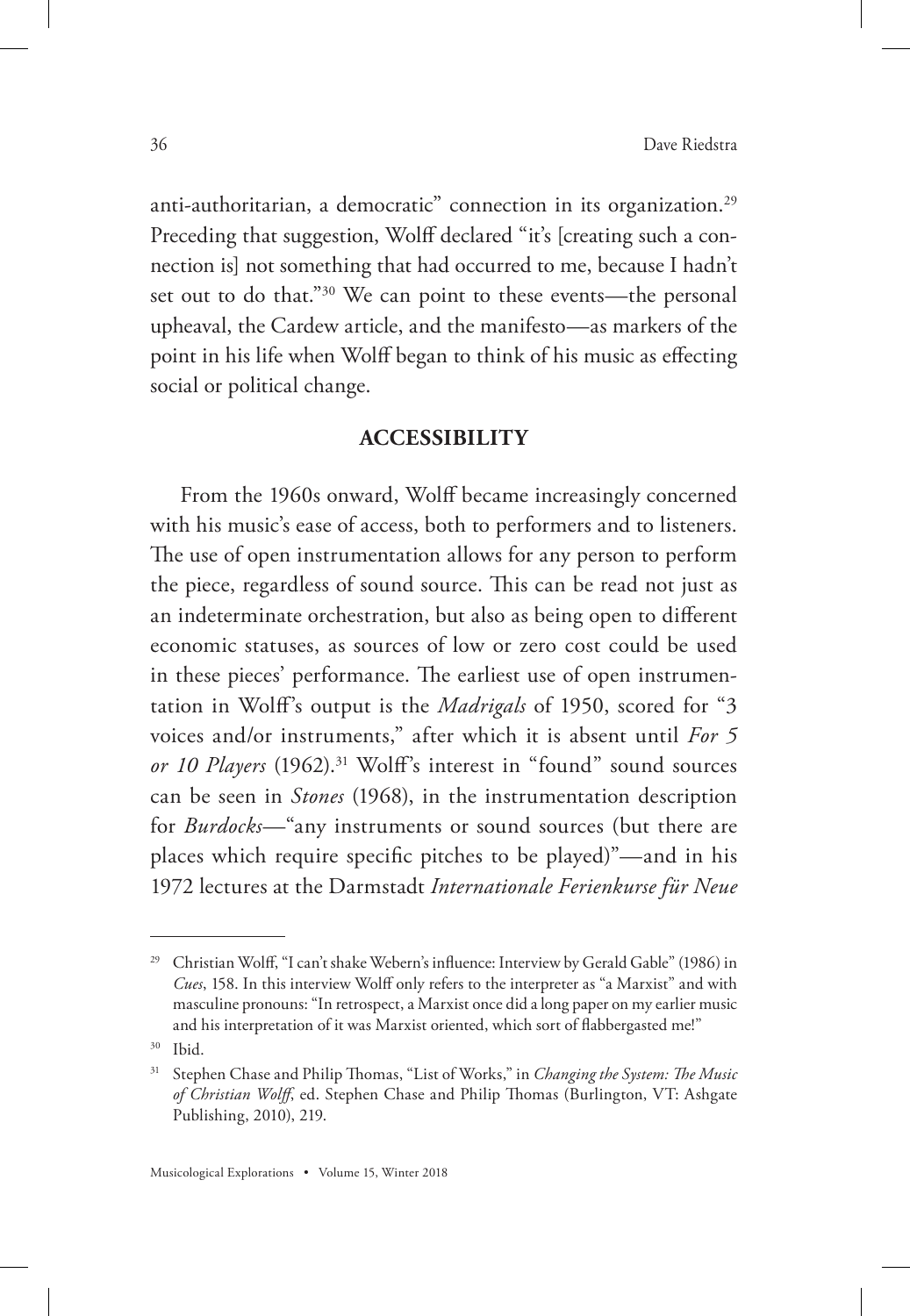anti-authoritarian, a democratic" connection in its organization.[29] Preceding that suggestion, Wolff declared "it's [creating such a connection is] not something that had occurred to me, because I hadn't set out to do that."[30] We can point to these events—the personal upheaval, the Cardew article, and the manifesto—as markers of the point in his life when Wolff began to think of his music as effecting social or political change.

## ACCESSIBILITY

From the 1960s onward, Wolff became increasingly concerned with his music's ease of access, both to performers and to listeners. The use of open instrumentation allows for any person to perform the piece, regardless of sound source. This can be read not just as an indeterminate orchestration, but also as being open to different economic statuses, as sources of low or zero cost could be used in these pieces' performance. The earliest use of open instrumentation in Wolff's output is the *Madrigals* of 1950, scored for "3 voices and/or instruments," after which it is absent until *For 5 or 10 Players* (1962).[31] Wolff's interest in "found" sound sources can be seen in *Stones* (1968), in the instrumentation description for *Burdocks*—"any instruments or sound sources (but there are places which require specific pitches to be played)"—and in his 1972 lectures at the Darmstadt *Internationale Ferienkurse für Neue*

---

[29] Christian Wolff, "I can't shake Webern's influence: Interview by Gerald Gable" (1986) in *Cues*, 158. In this interview Wolff only refers to the interpreter as "a Marxist" and with masculine pronouns: "In retrospect, a Marxist once did a long paper on my earlier music and his interpretation of it was Marxist oriented, which sort of flabbergasted me!"

[30] Ibid.

[31] Stephen Chase and Philip Thomas, "List of Works," in *Changing the System: The Music of Christian Wolff*, ed. Stephen Chase and Philip Thomas (Burlington, VT: Ashgate Publishing, 2010), 219.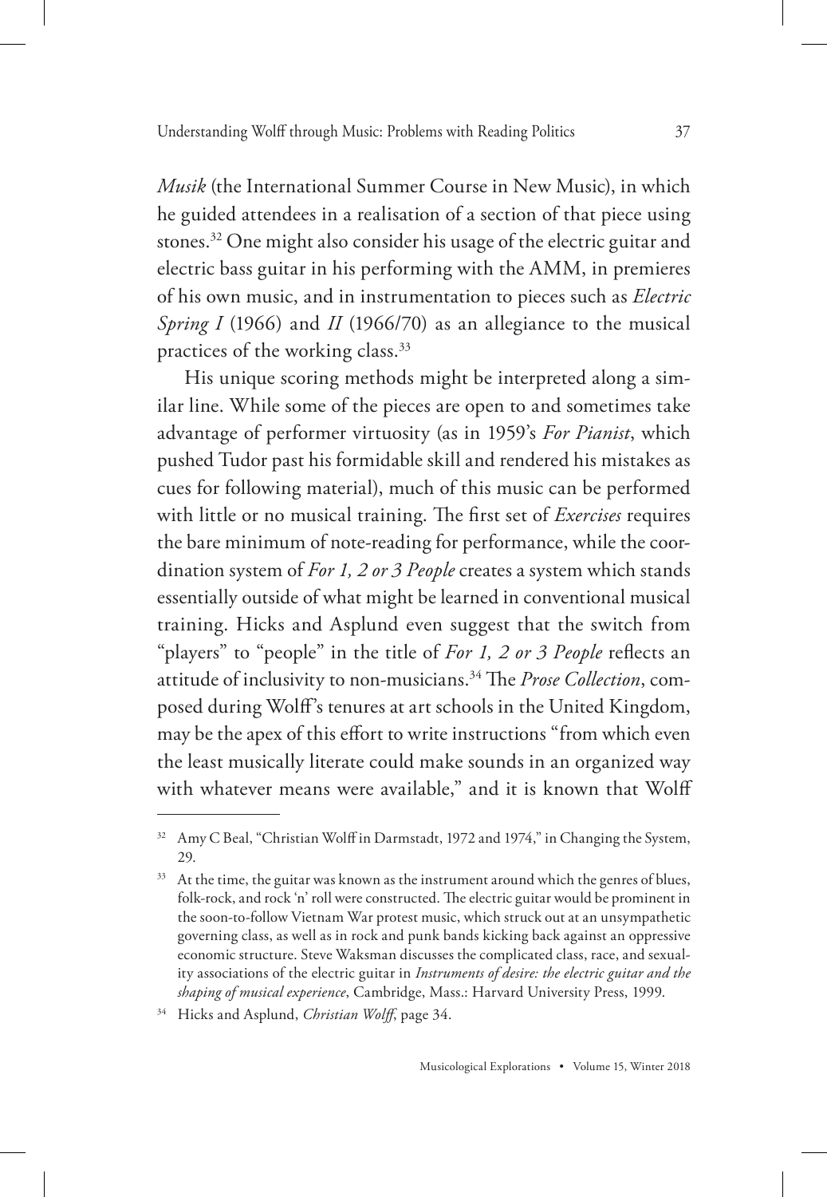*Musik* (the International Summer Course in New Music), in which he guided attendees in a realisation of a section of that piece using stones.[32] One might also consider his usage of the electric guitar and electric bass guitar in his performing with the AMM, in premieres of his own music, and in instrumentation to pieces such as *Electric Spring I* (1966) and *II* (1966/70) as an allegiance to the musical practices of the working class.[33]

His unique scoring methods might be interpreted along a similar line. While some of the pieces are open to and sometimes take advantage of performer virtuosity (as in 1959's *For Pianist*, which pushed Tudor past his formidable skill and rendered his mistakes as cues for following material), much of this music can be performed with little or no musical training. The first set of *Exercises* requires the bare minimum of note-reading for performance, while the coordination system of *For 1, 2 or 3 People* creates a system which stands essentially outside of what might be learned in conventional musical training. Hicks and Asplund even suggest that the switch from "players" to "people" in the title of *For 1, 2 or 3 People* reflects an attitude of inclusivity to non-musicians.[34] The *Prose Collection*, composed during Wolff's tenures at art schools in the United Kingdom, may be the apex of this effort to write instructions "from which even the least musically literate could make sounds in an organized way with whatever means were available," and it is known that Wolff

---

[32] Amy C Beal, "Christian Wolff in Darmstadt, 1972 and 1974," in Changing the System, 29.

[33] At the time, the guitar was known as the instrument around which the genres of blues, folk-rock, and rock 'n' roll were constructed. The electric guitar would be prominent in the soon-to-follow Vietnam War protest music, which struck out at an unsympathetic governing class, as well as in rock and punk bands kicking back against an oppressive economic structure. Steve Waksman discusses the complicated class, race, and sexuality associations of the electric guitar in *Instruments of desire: the electric guitar and the shaping of musical experience*, Cambridge, Mass.: Harvard University Press, 1999.

[34] Hicks and Asplund, *Christian Wolff*, page 34.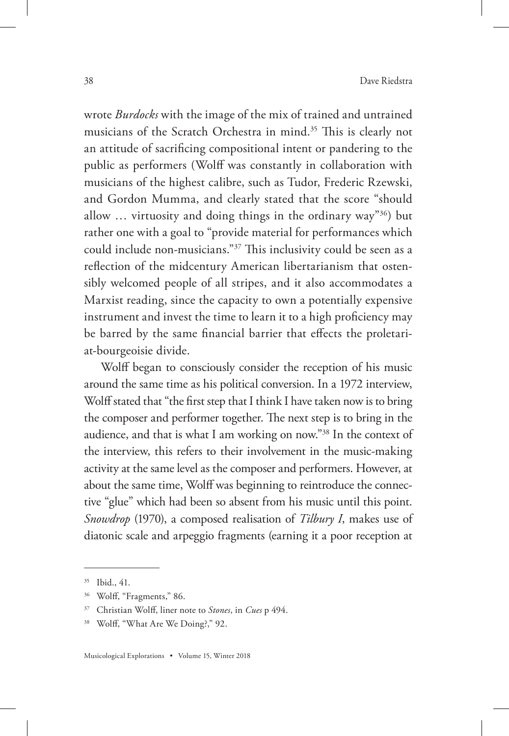wrote *Burdocks* with the image of the mix of trained and untrained musicians of the Scratch Orchestra in mind.[35] This is clearly not an attitude of sacrificing compositional intent or pandering to the public as performers (Wolff was constantly in collaboration with musicians of the highest calibre, such as Tudor, Frederic Rzewski, and Gordon Mumma, and clearly stated that the score "should allow … virtuosity and doing things in the ordinary way"[36]) but rather one with a goal to "provide material for performances which could include non-musicians."[37] This inclusivity could be seen as a reflection of the midcentury American libertarianism that ostensibly welcomed people of all stripes, and it also accommodates a Marxist reading, since the capacity to own a potentially expensive instrument and invest the time to learn it to a high proficiency may be barred by the same financial barrier that effects the proletariat-bourgeoisie divide.

Wolff began to consciously consider the reception of his music around the same time as his political conversion. In a 1972 interview, Wolff stated that "the first step that I think I have taken now is to bring the composer and performer together. The next step is to bring in the audience, and that is what I am working on now."[38] In the context of the interview, this refers to their involvement in the music-making activity at the same level as the composer and performers. However, at about the same time, Wolff was beginning to reintroduce the connective "glue" which had been so absent from his music until this point. *Snowdrop* (1970), a composed realisation of *Tilbury I*, makes use of diatonic scale and arpeggio fragments (earning it a poor reception at

---

[35] Ibid., 41.

[36] Wolff, "Fragments," 86.

[37] Christian Wolff, liner note to *Stones*, in *Cues* p 494.

[38] Wolff, "What Are We Doing?," 92.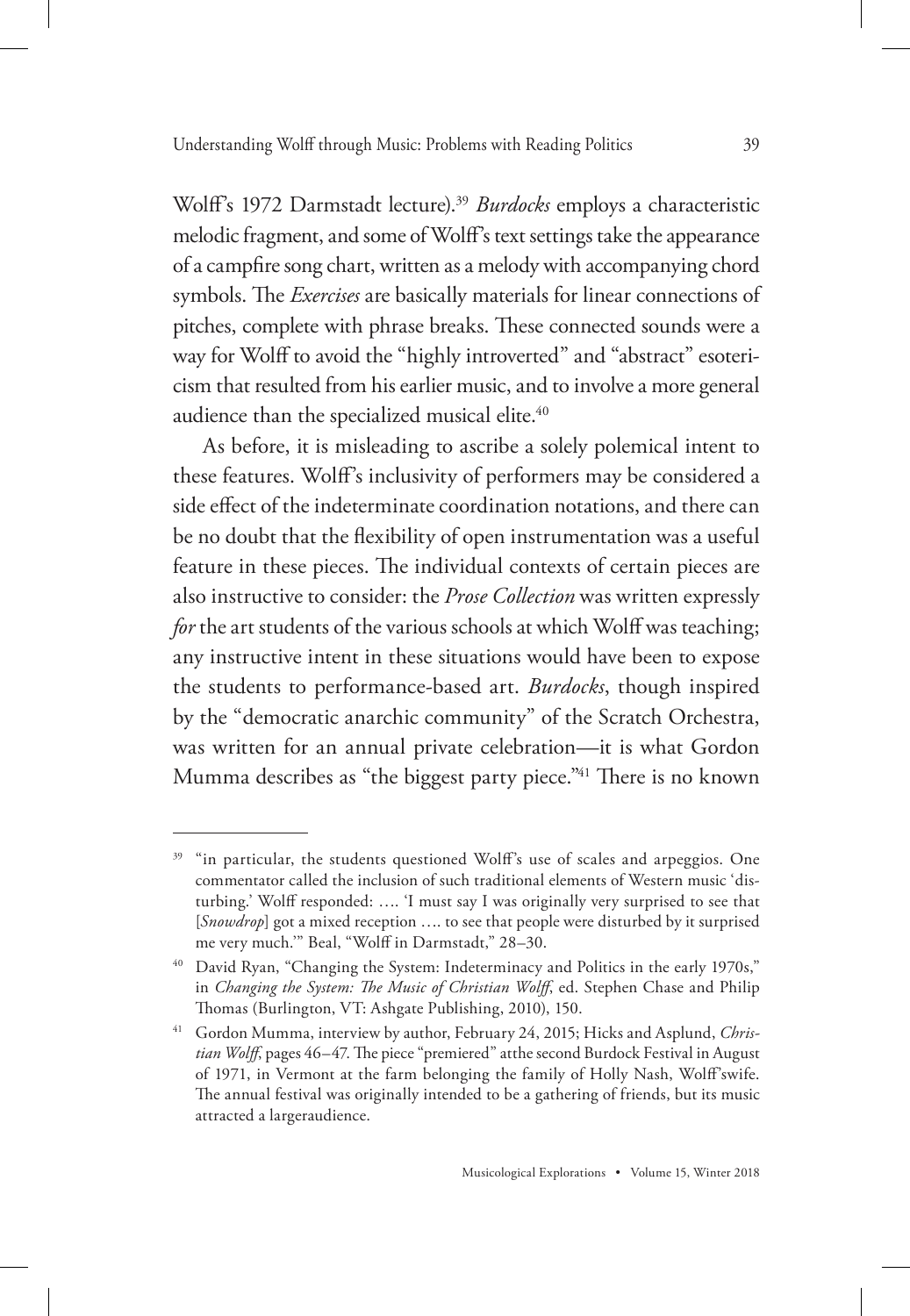Wolff's 1972 Darmstadt lecture).[39] *Burdocks* employs a characteristic melodic fragment, and some of Wolff's text settings take the appearance of a campfire song chart, written as a melody with accompanying chord symbols. The *Exercises* are basically materials for linear connections of pitches, complete with phrase breaks. These connected sounds were a way for Wolff to avoid the "highly introverted" and "abstract" esotericism that resulted from his earlier music, and to involve a more general audience than the specialized musical elite.[40]

As before, it is misleading to ascribe a solely polemical intent to these features. Wolff's inclusivity of performers may be considered a side effect of the indeterminate coordination notations, and there can be no doubt that the flexibility of open instrumentation was a useful feature in these pieces. The individual contexts of certain pieces are also instructive to consider: the *Prose Collection* was written expressly *for* the art students of the various schools at which Wolff was teaching; any instructive intent in these situations would have been to expose the students to performance-based art. *Burdocks*, though inspired by the "democratic anarchic community" of the Scratch Orchestra, was written for an annual private celebration—it is what Gordon Mumma describes as "the biggest party piece."[41] There is no known

---

[39] "in particular, the students questioned Wolff's use of scales and arpeggios. One commentator called the inclusion of such traditional elements of Western music 'disturbing.' Wolff responded: …. 'I must say I was originally very surprised to see that [*Snowdrop*] got a mixed reception …. to see that people were disturbed by it surprised me very much.'" Beal, "Wolff in Darmstadt," 28–30.

[40] David Ryan, "Changing the System: Indeterminacy and Politics in the early 1970s," in *Changing the System: The Music of Christian Wolff*, ed. Stephen Chase and Philip Thomas (Burlington, VT: Ashgate Publishing, 2010), 150.

[41] Gordon Mumma, interview by author, February 24, 2015; Hicks and Asplund, *Christian Wolff*, pages 46–47. The piece "premiered" atthe second Burdock Festival in August of 1971, in Vermont at the farm belonging the family of Holly Nash, Wolff'swife. The annual festival was originally intended to be a gathering of friends, but its music attracted a largeraudience.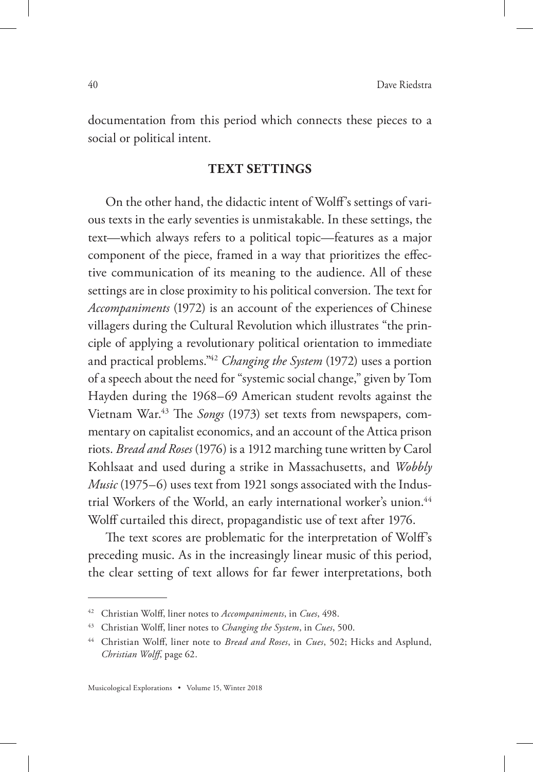documentation from this period which connects these pieces to a social or political intent.

## TEXT SETTINGS

On the other hand, the didactic intent of Wolff's settings of various texts in the early seventies is unmistakable. In these settings, the text—which always refers to a political topic—features as a major component of the piece, framed in a way that prioritizes the effective communication of its meaning to the audience. All of these settings are in close proximity to his political conversion. The text for *Accompaniments* (1972) is an account of the experiences of Chinese villagers during the Cultural Revolution which illustrates "the principle of applying a revolutionary political orientation to immediate and practical problems."[42] *Changing the System* (1972) uses a portion of a speech about the need for "systemic social change," given by Tom Hayden during the 1968–69 American student revolts against the Vietnam War.[43] The *Songs* (1973) set texts from newspapers, commentary on capitalist economics, and an account of the Attica prison riots. *Bread and Roses* (1976) is a 1912 marching tune written by Carol Kohlsaat and used during a strike in Massachusetts, and *Wobbly Music* (1975–6) uses text from 1921 songs associated with the Industrial Workers of the World, an early international worker's union.[44] Wolff curtailed this direct, propagandistic use of text after 1976.

The text scores are problematic for the interpretation of Wolff's preceding music. As in the increasingly linear music of this period, the clear setting of text allows for far fewer interpretations, both

---

[42] Christian Wolff, liner notes to *Accompaniments*, in *Cues*, 498.

[43] Christian Wolff, liner notes to *Changing the System*, in *Cues*, 500.

[44] Christian Wolff, liner note to *Bread and Roses*, in *Cues*, 502; Hicks and Asplund, *Christian Wolff*, page 62.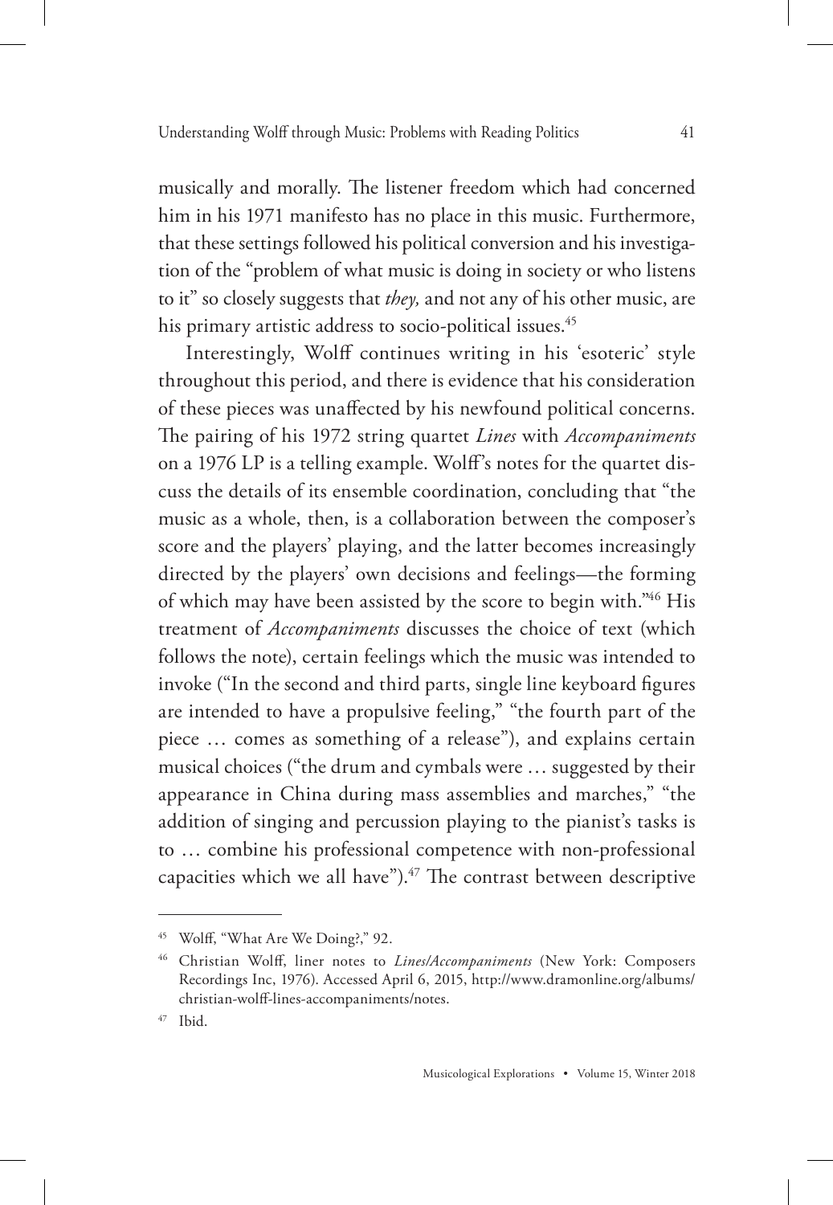musically and morally. The listener freedom which had concerned him in his 1971 manifesto has no place in this music. Furthermore, that these settings followed his political conversion and his investigation of the "problem of what music is doing in society or who listens to it" so closely suggests that *they,* and not any of his other music, are his primary artistic address to socio-political issues.[45]

Interestingly, Wolff continues writing in his 'esoteric' style throughout this period, and there is evidence that his consideration of these pieces was unaffected by his newfound political concerns. The pairing of his 1972 string quartet *Lines* with *Accompaniments* on a 1976 LP is a telling example. Wolff's notes for the quartet discuss the details of its ensemble coordination, concluding that "the music as a whole, then, is a collaboration between the composer's score and the players' playing, and the latter becomes increasingly directed by the players' own decisions and feelings—the forming of which may have been assisted by the score to begin with."[46] His treatment of *Accompaniments* discusses the choice of text (which follows the note), certain feelings which the music was intended to invoke ("In the second and third parts, single line keyboard figures are intended to have a propulsive feeling," "the fourth part of the piece … comes as something of a release"), and explains certain musical choices ("the drum and cymbals were … suggested by their appearance in China during mass assemblies and marches," "the addition of singing and percussion playing to the pianist's tasks is to … combine his professional competence with non-professional capacities which we all have").[47] The contrast between descriptive

---

[45] Wolff, "What Are We Doing?," 92.

[46] Christian Wolff, liner notes to *Lines/Accompaniments* (New York: Composers Recordings Inc, 1976). Accessed April 6, 2015, http://www.dramonline.org/albums/christian-wolff-lines-accompaniments/notes.

[47] Ibid.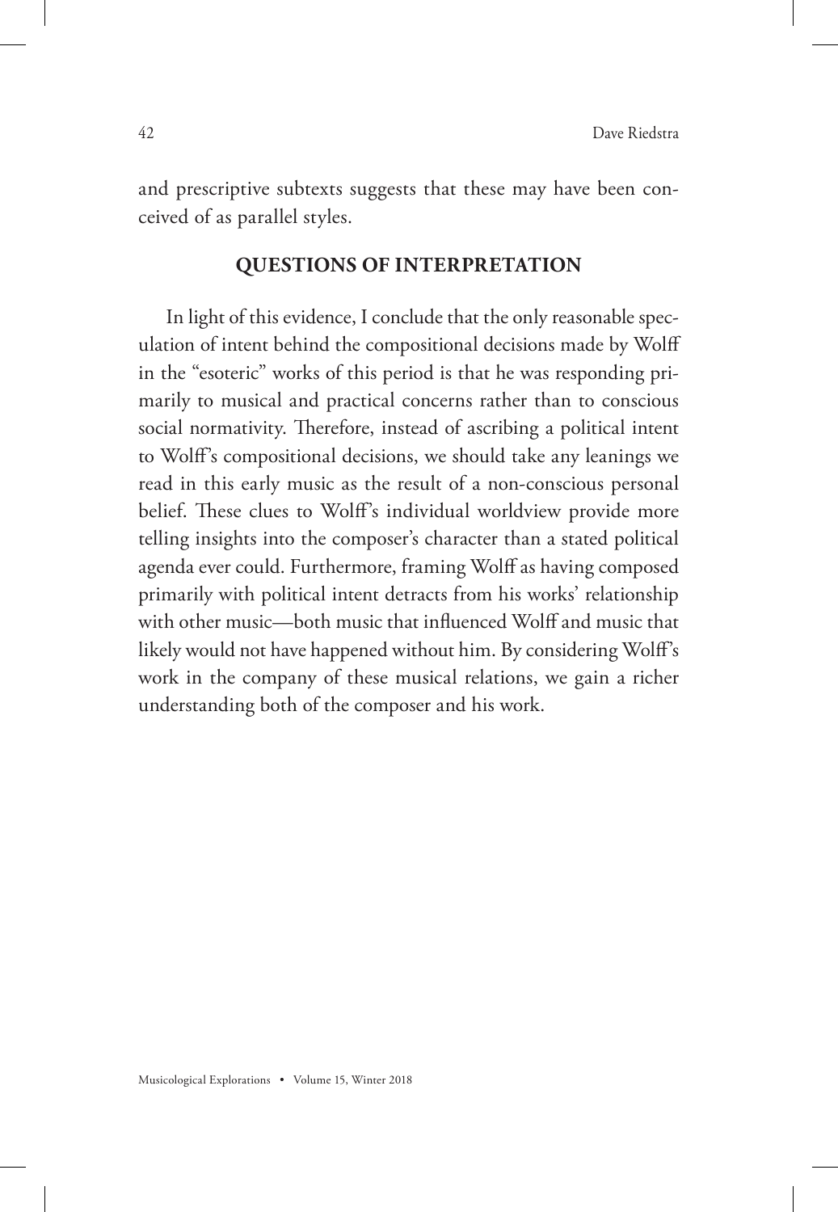and prescriptive subtexts suggests that these may have been conceived of as parallel styles.

## QUESTIONS OF INTERPRETATION

In light of this evidence, I conclude that the only reasonable speculation of intent behind the compositional decisions made by Wolff in the "esoteric" works of this period is that he was responding primarily to musical and practical concerns rather than to conscious social normativity. Therefore, instead of ascribing a political intent to Wolff's compositional decisions, we should take any leanings we read in this early music as the result of a non-conscious personal belief. These clues to Wolff's individual worldview provide more telling insights into the composer's character than a stated political agenda ever could. Furthermore, framing Wolff as having composed primarily with political intent detracts from his works' relationship with other music—both music that influenced Wolff and music that likely would not have happened without him. By considering Wolff's work in the company of these musical relations, we gain a richer understanding both of the composer and his work.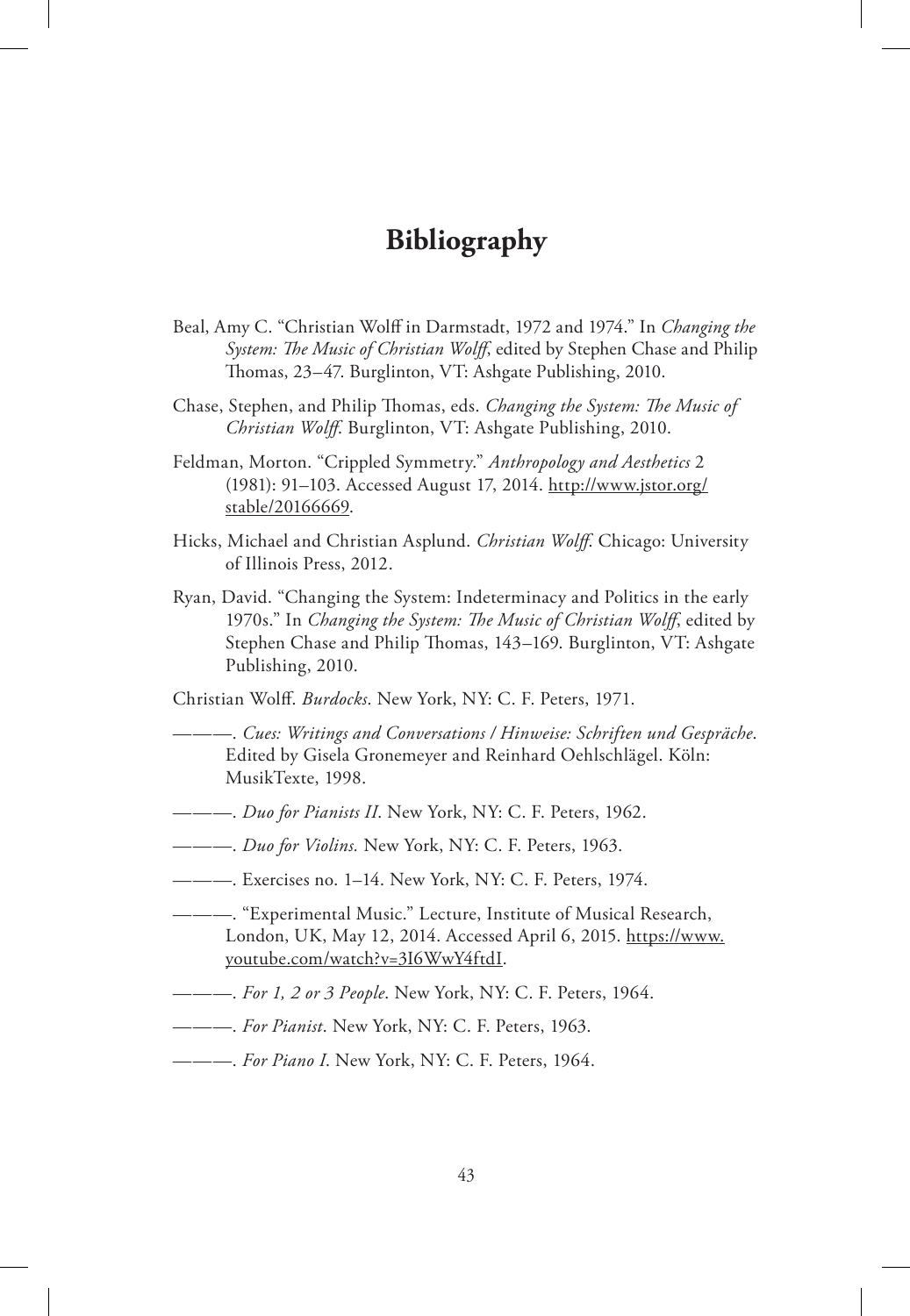# Bibliography

Beal, Amy C. "Christian Wolff in Darmstadt, 1972 and 1974." In *Changing the System: The Music of Christian Wolff*, edited by Stephen Chase and Philip Thomas, 23–47. Burglinton, VT: Ashgate Publishing, 2010.

Chase, Stephen, and Philip Thomas, eds. *Changing the System: The Music of Christian Wolff*. Burglinton, VT: Ashgate Publishing, 2010.

Feldman, Morton. "Crippled Symmetry." *Anthropology and Aesthetics* 2 (1981): 91–103. Accessed August 17, 2014. http://www.jstor.org/stable/20166669.

Hicks, Michael and Christian Asplund. *Christian Wolff*. Chicago: University of Illinois Press, 2012.

Ryan, David. "Changing the System: Indeterminacy and Politics in the early 1970s." In *Changing the System: The Music of Christian Wolff*, edited by Stephen Chase and Philip Thomas, 143–169. Burglinton, VT: Ashgate Publishing, 2010.

Christian Wolff. *Burdocks*. New York, NY: C. F. Peters, 1971.

———. *Cues: Writings and Conversations / Hinweise: Schriften und Gespräche*. Edited by Gisela Gronemeyer and Reinhard Oehlschlägel. Köln: MusikTexte, 1998.

———. *Duo for Pianists II*. New York, NY: C. F. Peters, 1962.

———. *Duo for Violins.* New York, NY: C. F. Peters, 1963.

———. Exercises no. 1–14. New York, NY: C. F. Peters, 1974.

———. "Experimental Music." Lecture, Institute of Musical Research, London, UK, May 12, 2014. Accessed April 6, 2015. https://www.youtube.com/watch?v=3I6WwY4ftdI.

———. *For 1, 2 or 3 People*. New York, NY: C. F. Peters, 1964.

———. *For Pianist*. New York, NY: C. F. Peters, 1963.

———. *For Piano I*. New York, NY: C. F. Peters, 1964.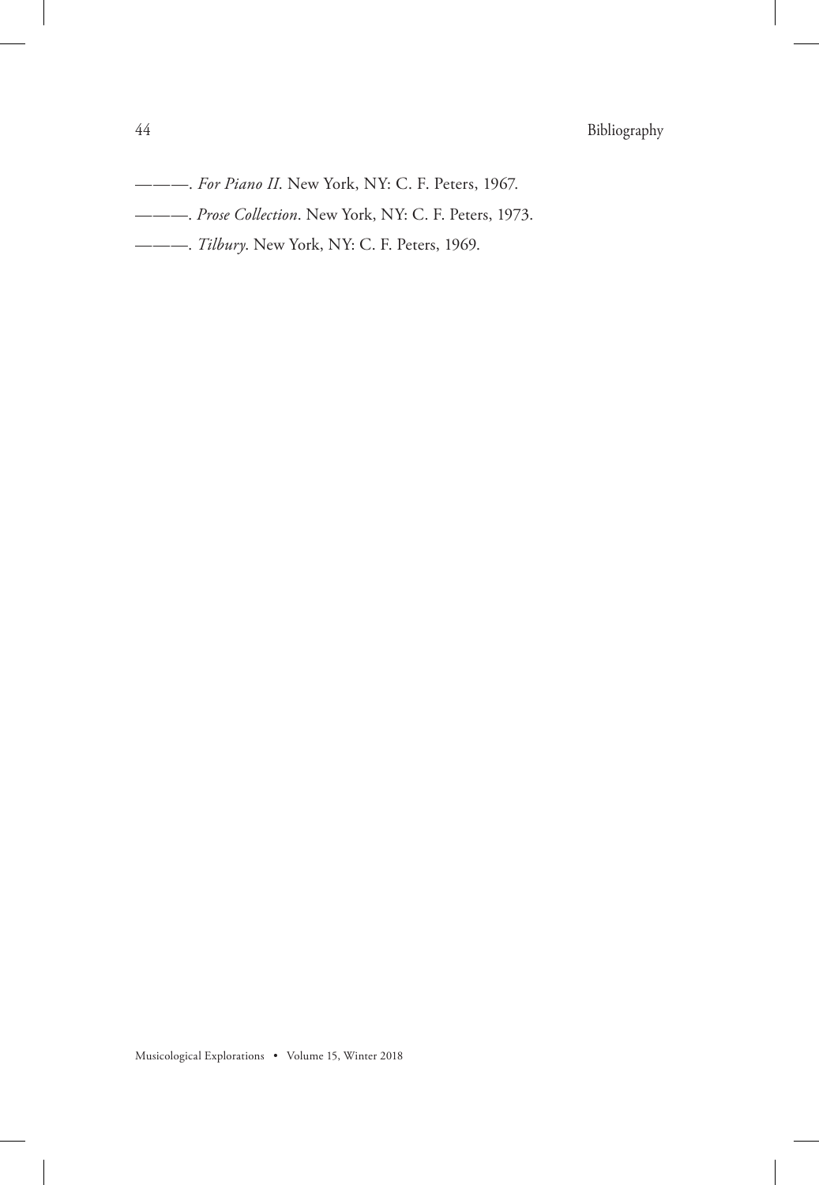———. *For Piano II*. New York, NY: C. F. Peters, 1967.

———. *Prose Collection*. New York, NY: C. F. Peters, 1973.

———. *Tilbury*. New York, NY: C. F. Peters, 1969.